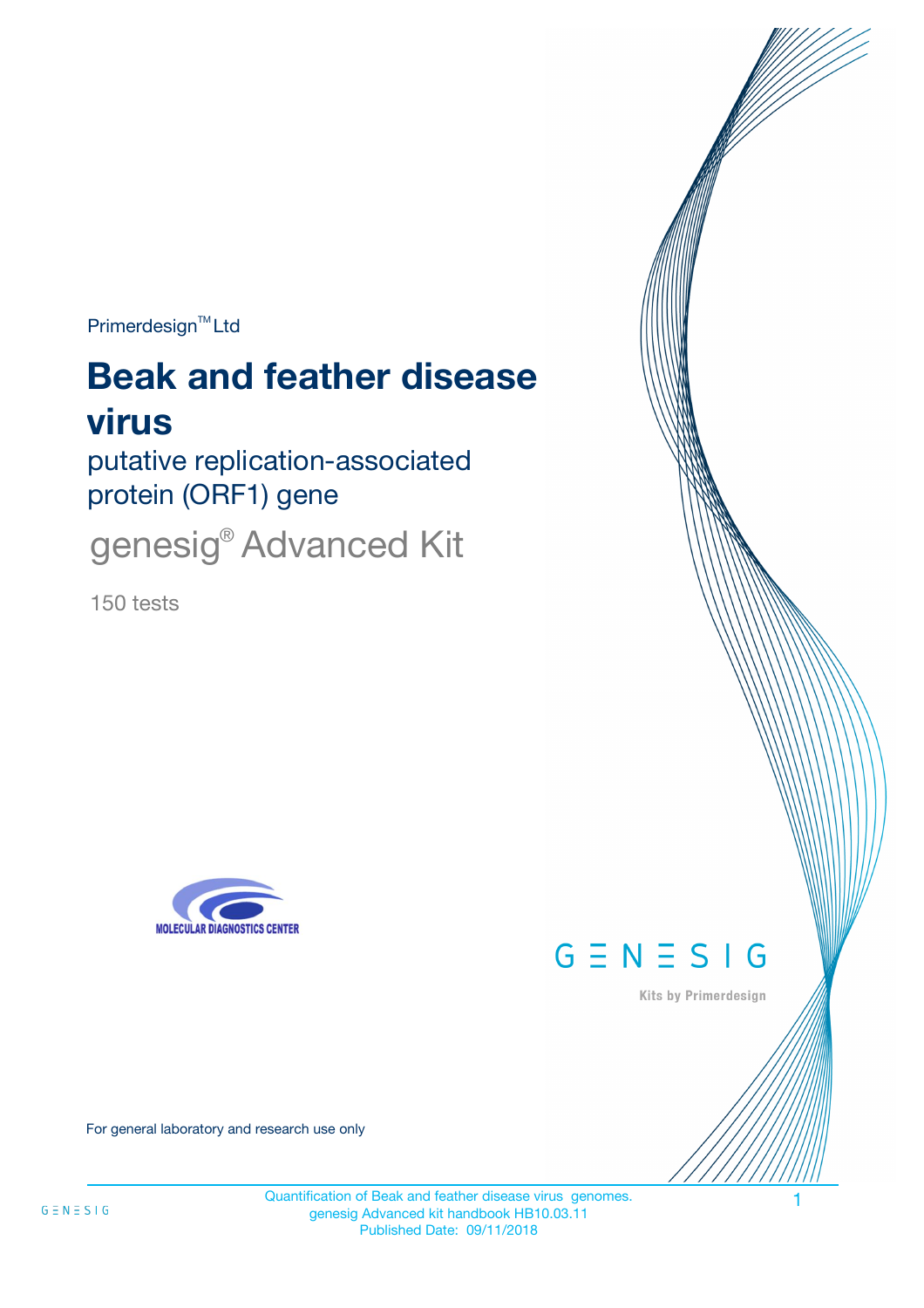Primerdesign™ Ltd

# Beak and feather disease virus

putative replication-associated protein (ORF1) gene

genesig® Advanced Kit

150 tests

MOLECULAR DIAGNOSTICS CENTER

GENESIG

Kits by Primerdesign

For general laboratory and research use only

Quantification of Beak and feather disease virus genomes.
genesig Advanced kit handbook HB10.03.11
Published Date: 09/11/2018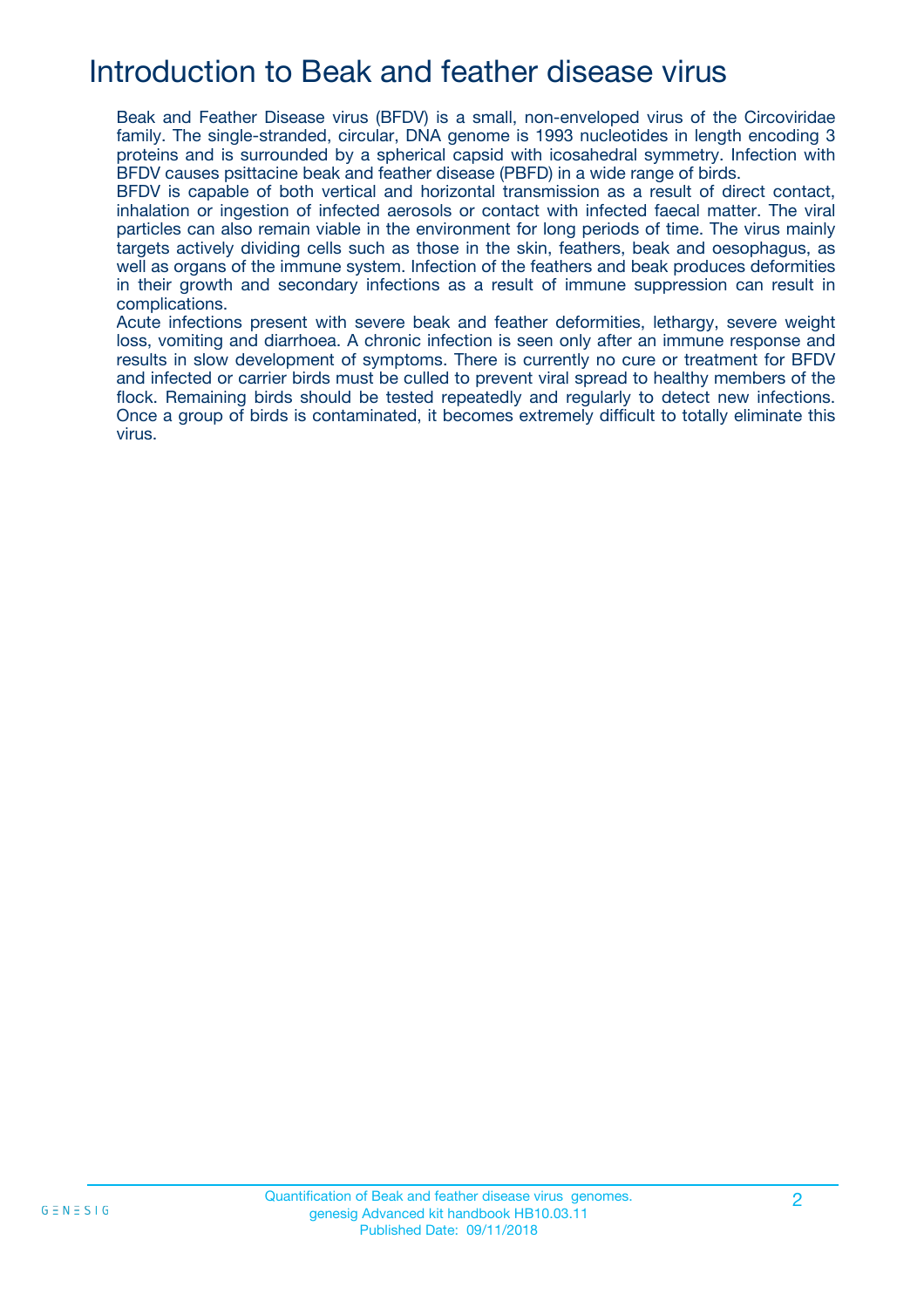# Introduction to Beak and feather disease virus

Beak and Feather Disease virus (BFDV) is a small, non-enveloped virus of the Circoviridae family. The single-stranded, circular, DNA genome is 1993 nucleotides in length encoding 3 proteins and is surrounded by a spherical capsid with icosahedral symmetry. Infection with BFDV causes psittacine beak and feather disease (PBFD) in a wide range of birds.

BFDV is capable of both vertical and horizontal transmission as a result of direct contact, inhalation or ingestion of infected aerosols or contact with infected faecal matter. The viral particles can also remain viable in the environment for long periods of time. The virus mainly targets actively dividing cells such as those in the skin, feathers, beak and oesophagus, as well as organs of the immune system. Infection of the feathers and beak produces deformities in their growth and secondary infections as a result of immune suppression can result in complications.

Acute infections present with severe beak and feather deformities, lethargy, severe weight loss, vomiting and diarrhoea. A chronic infection is seen only after an immune response and results in slow development of symptoms. There is currently no cure or treatment for BFDV and infected or carrier birds must be culled to prevent viral spread to healthy members of the flock. Remaining birds should be tested repeatedly and regularly to detect new infections. Once a group of birds is contaminated, it becomes extremely difficult to totally eliminate this virus.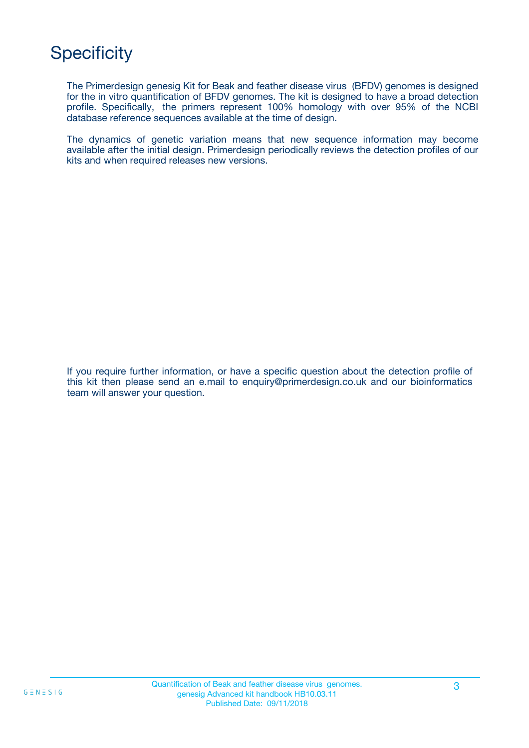# Specificity

The Primerdesign genesig Kit for Beak and feather disease virus (BFDV) genomes is designed for the in vitro quantification of BFDV genomes. The kit is designed to have a broad detection profile. Specifically, the primers represent 100% homology with over 95% of the NCBI database reference sequences available at the time of design.

The dynamics of genetic variation means that new sequence information may become available after the initial design. Primerdesign periodically reviews the detection profiles of our kits and when required releases new versions.

If you require further information, or have a specific question about the detection profile of this kit then please send an e.mail to enquiry@primerdesign.co.uk and our bioinformatics team will answer your question.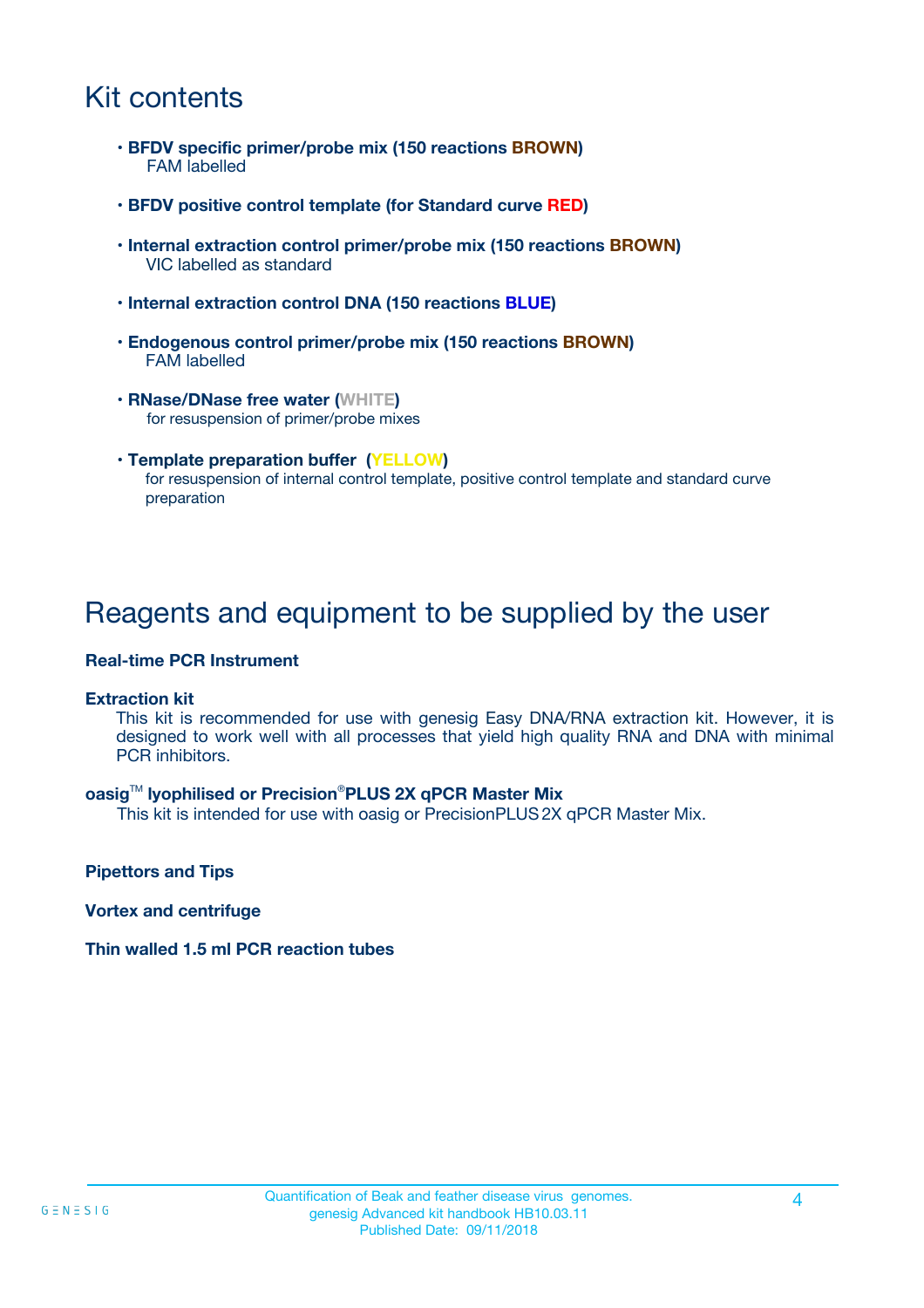# Kit contents

- **BFDV specific primer/probe mix (150 reactions BROWN)**
  FAM labelled
- **BFDV positive control template (for Standard curve RED)**
- **Internal extraction control primer/probe mix (150 reactions BROWN)**
  VIC labelled as standard
- **Internal extraction control DNA (150 reactions BLUE)**
- **Endogenous control primer/probe mix (150 reactions BROWN)**
  FAM labelled
- **RNase/DNase free water (WHITE)**
  for resuspension of primer/probe mixes
- **Template preparation buffer (YELLOW)**
  for resuspension of internal control template, positive control template and standard curve preparation

# Reagents and equipment to be supplied by the user

**Real-time PCR Instrument**

**Extraction kit**

This kit is recommended for use with genesig Easy DNA/RNA extraction kit. However, it is designed to work well with all processes that yield high quality RNA and DNA with minimal PCR inhibitors.

**oasig™ lyophilised or Precision®PLUS 2X qPCR Master Mix**

This kit is intended for use with oasig or PrecisionPLUS 2X qPCR Master Mix.

**Pipettors and Tips**

**Vortex and centrifuge**

**Thin walled 1.5 ml PCR reaction tubes**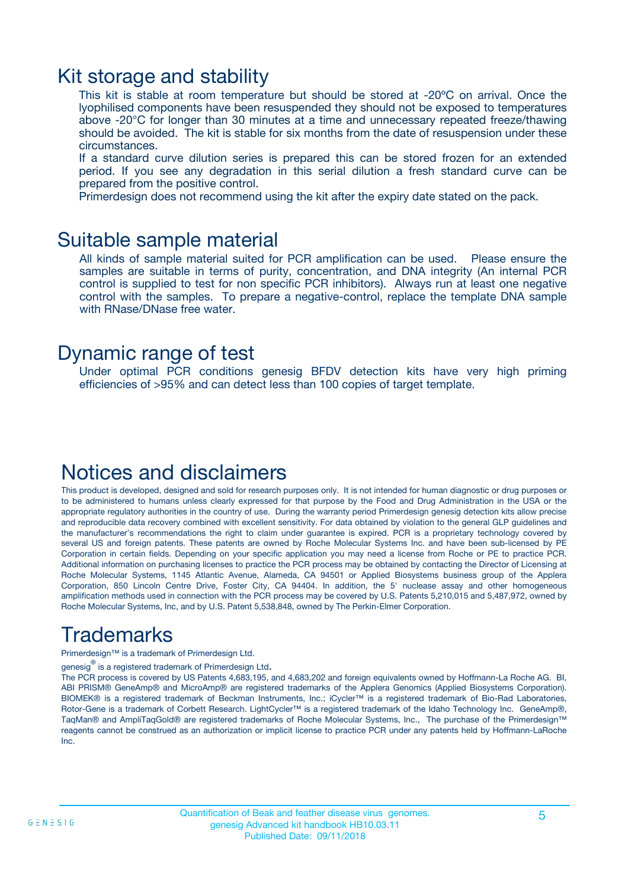# Kit storage and stability

This kit is stable at room temperature but should be stored at -20ºC on arrival. Once the lyophilised components have been resuspended they should not be exposed to temperatures above -20°C for longer than 30 minutes at a time and unnecessary repeated freeze/thawing should be avoided. The kit is stable for six months from the date of resuspension under these circumstances.

If a standard curve dilution series is prepared this can be stored frozen for an extended period. If you see any degradation in this serial dilution a fresh standard curve can be prepared from the positive control.

Primerdesign does not recommend using the kit after the expiry date stated on the pack.

# Suitable sample material

All kinds of sample material suited for PCR amplification can be used. Please ensure the samples are suitable in terms of purity, concentration, and DNA integrity (An internal PCR control is supplied to test for non specific PCR inhibitors). Always run at least one negative control with the samples. To prepare a negative-control, replace the template DNA sample with RNase/DNase free water.

# Dynamic range of test

Under optimal PCR conditions genesig BFDV detection kits have very high priming efficiencies of >95% and can detect less than 100 copies of target template.

# Notices and disclaimers

This product is developed, designed and sold for research purposes only. It is not intended for human diagnostic or drug purposes or to be administered to humans unless clearly expressed for that purpose by the Food and Drug Administration in the USA or the appropriate regulatory authorities in the country of use. During the warranty period Primerdesign genesig detection kits allow precise and reproducible data recovery combined with excellent sensitivity. For data obtained by violation to the general GLP guidelines and the manufacturer's recommendations the right to claim under guarantee is expired. PCR is a proprietary technology covered by several US and foreign patents. These patents are owned by Roche Molecular Systems Inc. and have been sub-licensed by PE Corporation in certain fields. Depending on your specific application you may need a license from Roche or PE to practice PCR. Additional information on purchasing licenses to practice the PCR process may be obtained by contacting the Director of Licensing at Roche Molecular Systems, 1145 Atlantic Avenue, Alameda, CA 94501 or Applied Biosystems business group of the Applera Corporation, 850 Lincoln Centre Drive, Foster City, CA 94404. In addition, the 5' nuclease assay and other homogeneous amplification methods used in connection with the PCR process may be covered by U.S. Patents 5,210,015 and 5,487,972, owned by Roche Molecular Systems, Inc, and by U.S. Patent 5,538,848, owned by The Perkin-Elmer Corporation.

# Trademarks

Primerdesign™ is a trademark of Primerdesign Ltd.

genesig® is a registered trademark of Primerdesign Ltd.

The PCR process is covered by US Patents 4,683,195, and 4,683,202 and foreign equivalents owned by Hoffmann-La Roche AG. BI, ABI PRISM® GeneAmp® and MicroAmp® are registered trademarks of the Applera Genomics (Applied Biosystems Corporation). BIOMEK® is a registered trademark of Beckman Instruments, Inc.; iCycler™ is a registered trademark of Bio-Rad Laboratories, Rotor-Gene is a trademark of Corbett Research. LightCycler™ is a registered trademark of the Idaho Technology Inc. GeneAmp®, TaqMan® and AmpliTaqGold® are registered trademarks of Roche Molecular Systems, Inc., The purchase of the Primerdesign™ reagents cannot be construed as an authorization or implicit license to practice PCR under any patents held by Hoffmann-LaRoche Inc.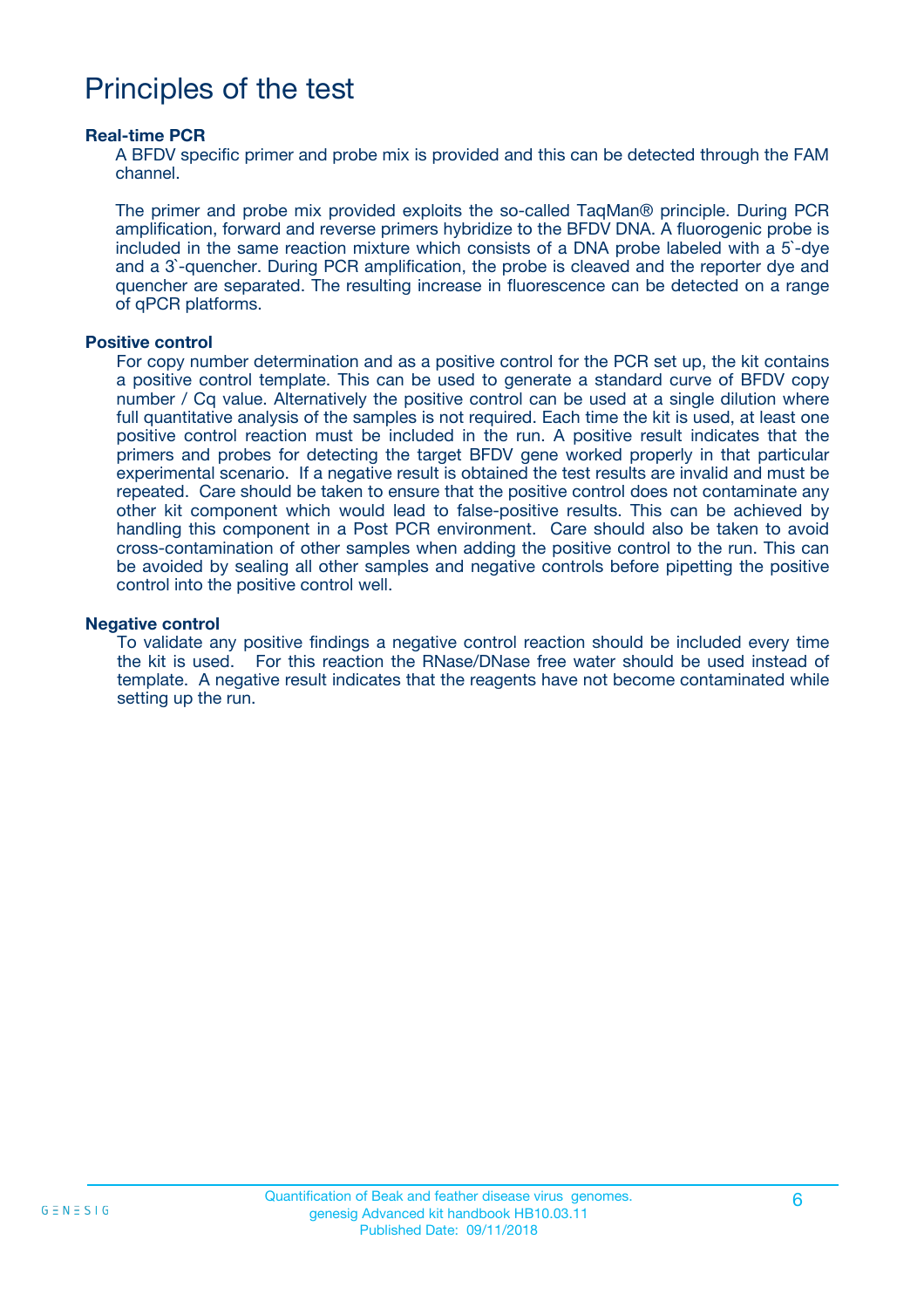# Principles of the test

### Real-time PCR

A BFDV specific primer and probe mix is provided and this can be detected through the FAM channel.

The primer and probe mix provided exploits the so-called TaqMan® principle. During PCR amplification, forward and reverse primers hybridize to the BFDV DNA. A fluorogenic probe is included in the same reaction mixture which consists of a DNA probe labeled with a 5`-dye and a 3`-quencher. During PCR amplification, the probe is cleaved and the reporter dye and quencher are separated. The resulting increase in fluorescence can be detected on a range of qPCR platforms.

### Positive control

For copy number determination and as a positive control for the PCR set up, the kit contains a positive control template. This can be used to generate a standard curve of BFDV copy number / Cq value. Alternatively the positive control can be used at a single dilution where full quantitative analysis of the samples is not required. Each time the kit is used, at least one positive control reaction must be included in the run. A positive result indicates that the primers and probes for detecting the target BFDV gene worked properly in that particular experimental scenario. If a negative result is obtained the test results are invalid and must be repeated. Care should be taken to ensure that the positive control does not contaminate any other kit component which would lead to false-positive results. This can be achieved by handling this component in a Post PCR environment. Care should also be taken to avoid cross-contamination of other samples when adding the positive control to the run. This can be avoided by sealing all other samples and negative controls before pipetting the positive control into the positive control well.

### Negative control

To validate any positive findings a negative control reaction should be included every time the kit is used. For this reaction the RNase/DNase free water should be used instead of template. A negative result indicates that the reagents have not become contaminated while setting up the run.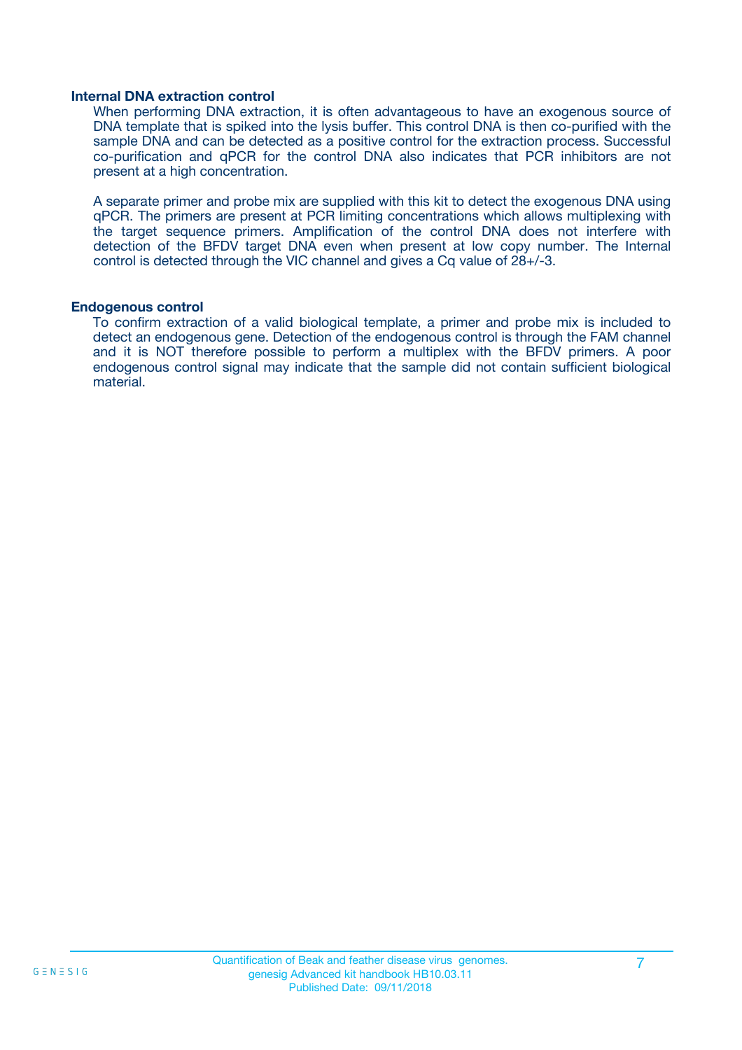**Internal DNA extraction control**

When performing DNA extraction, it is often advantageous to have an exogenous source of DNA template that is spiked into the lysis buffer. This control DNA is then co-purified with the sample DNA and can be detected as a positive control for the extraction process. Successful co-purification and qPCR for the control DNA also indicates that PCR inhibitors are not present at a high concentration.

A separate primer and probe mix are supplied with this kit to detect the exogenous DNA using qPCR. The primers are present at PCR limiting concentrations which allows multiplexing with the target sequence primers. Amplification of the control DNA does not interfere with detection of the BFDV target DNA even when present at low copy number. The Internal control is detected through the VIC channel and gives a Cq value of 28+/-3.

**Endogenous control**

To confirm extraction of a valid biological template, a primer and probe mix is included to detect an endogenous gene. Detection of the endogenous control is through the FAM channel and it is NOT therefore possible to perform a multiplex with the BFDV primers. A poor endogenous control signal may indicate that the sample did not contain sufficient biological material.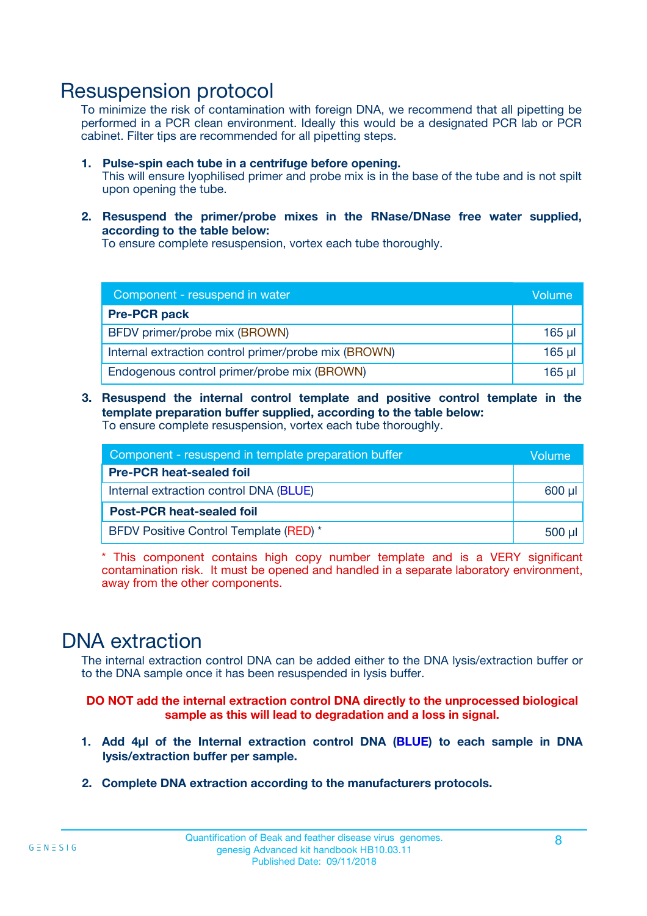# Resuspension protocol

To minimize the risk of contamination with foreign DNA, we recommend that all pipetting be performed in a PCR clean environment. Ideally this would be a designated PCR lab or PCR cabinet. Filter tips are recommended for all pipetting steps.

1. **Pulse-spin each tube in a centrifuge before opening.**
   This will ensure lyophilised primer and probe mix is in the base of the tube and is not spilt upon opening the tube.

2. **Resuspend the primer/probe mixes in the RNase/DNase free water supplied, according to the table below:**
   To ensure complete resuspension, vortex each tube thoroughly.

| Component - resuspend in water | Volume |
|---|---|
| **Pre-PCR pack** | |
| BFDV primer/probe mix (BROWN) | 165 µl |
| Internal extraction control primer/probe mix (BROWN) | 165 µl |
| Endogenous control primer/probe mix (BROWN) | 165 µl |

3. **Resuspend the internal control template and positive control template in the template preparation buffer supplied, according to the table below:**
   To ensure complete resuspension, vortex each tube thoroughly.

| Component - resuspend in template preparation buffer | Volume |
|---|---|
| **Pre-PCR heat-sealed foil** | |
| Internal extraction control DNA (BLUE) | 600 µl |
| **Post-PCR heat-sealed foil** | |
| BFDV Positive Control Template (RED) * | 500 µl |

\* This component contains high copy number template and is a VERY significant contamination risk. It must be opened and handled in a separate laboratory environment, away from the other components.

# DNA extraction

The internal extraction control DNA can be added either to the DNA lysis/extraction buffer or to the DNA sample once it has been resuspended in lysis buffer.

**DO NOT add the internal extraction control DNA directly to the unprocessed biological sample as this will lead to degradation and a loss in signal.**

1. **Add 4µl of the Internal extraction control DNA (BLUE) to each sample in DNA lysis/extraction buffer per sample.**

2. **Complete DNA extraction according to the manufacturers protocols.**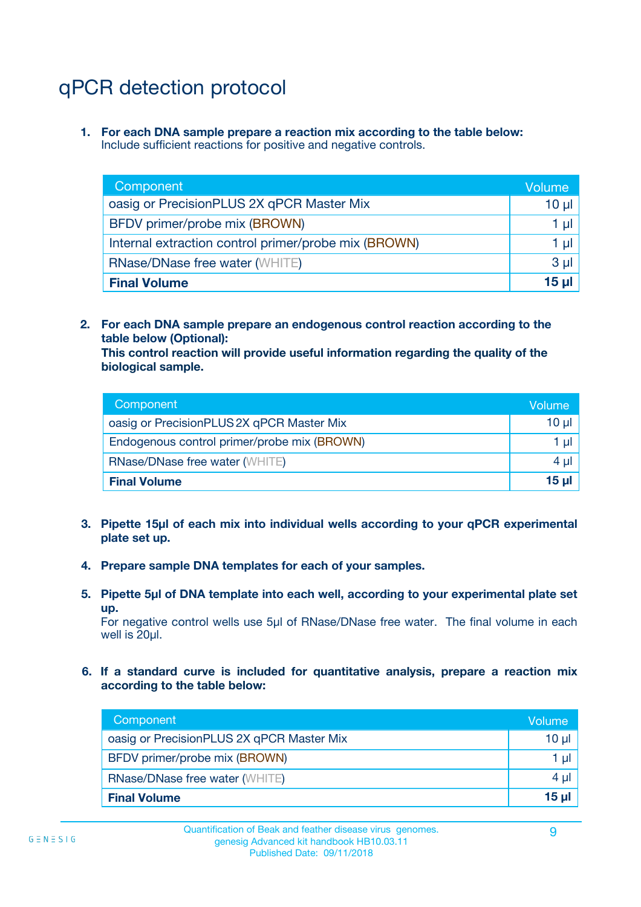# qPCR detection protocol

1. **For each DNA sample prepare a reaction mix according to the table below:**
   Include sufficient reactions for positive and negative controls.

| Component | Volume |
|---|---|
| oasig or PrecisionPLUS 2X qPCR Master Mix | 10 µl |
| BFDV primer/probe mix (BROWN) | 1 µl |
| Internal extraction control primer/probe mix (BROWN) | 1 µl |
| RNase/DNase free water (WHITE) | 3 µl |
| **Final Volume** | **15 µl** |

2. **For each DNA sample prepare an endogenous control reaction according to the table below (Optional):**
   **This control reaction will provide useful information regarding the quality of the biological sample.**

| Component | Volume |
|---|---|
| oasig or PrecisionPLUS 2X qPCR Master Mix | 10 µl |
| Endogenous control primer/probe mix (BROWN) | 1 µl |
| RNase/DNase free water (WHITE) | 4 µl |
| **Final Volume** | **15 µl** |

3. **Pipette 15µl of each mix into individual wells according to your qPCR experimental plate set up.**

4. **Prepare sample DNA templates for each of your samples.**

5. **Pipette 5µl of DNA template into each well, according to your experimental plate set up.**
   For negative control wells use 5µl of RNase/DNase free water. The final volume in each well is 20µl.

6. **If a standard curve is included for quantitative analysis, prepare a reaction mix according to the table below:**

| Component | Volume |
|---|---|
| oasig or PrecisionPLUS 2X qPCR Master Mix | 10 µl |
| BFDV primer/probe mix (BROWN) | 1 µl |
| RNase/DNase free water (WHITE) | 4 µl |
| **Final Volume** | **15 µl** |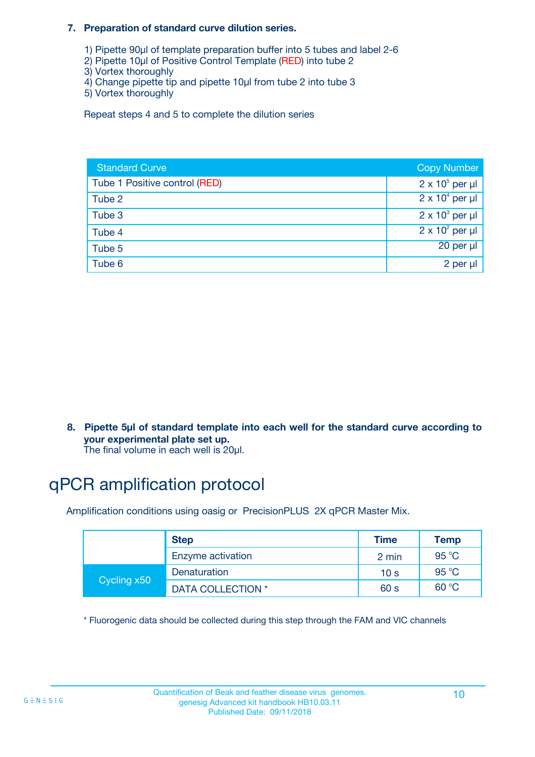**7. Preparation of standard curve dilution series.**

1) Pipette 90µl of template preparation buffer into 5 tubes and label 2-6
2) Pipette 10µl of Positive Control Template (RED) into tube 2
3) Vortex thoroughly
4) Change pipette tip and pipette 10µl from tube 2 into tube 3
5) Vortex thoroughly

Repeat steps 4 and 5 to complete the dilution series

| Standard Curve | Copy Number |
|---|---|
| Tube 1 Positive control (RED) | $2 \times 10^5$ per µl |
| Tube 2 | $2 \times 10^4$ per µl |
| Tube 3 | $2 \times 10^3$ per µl |
| Tube 4 | $2 \times 10^2$ per µl |
| Tube 5 | 20 per µl |
| Tube 6 | 2 per µl |

**8. Pipette 5µl of standard template into each well for the standard curve according to your experimental plate set up.**
The final volume in each well is 20µl.

# qPCR amplification protocol

Amplification conditions using oasig or PrecisionPLUS 2X qPCR Master Mix.

| | Step | Time | Temp |
|---|---|---|---|
| | Enzyme activation | 2 min | 95 °C |
| Cycling x50 | Denaturation | 10 s | 95 °C |
| | DATA COLLECTION * | 60 s | 60 °C |

* Fluorogenic data should be collected during this step through the FAM and VIC channels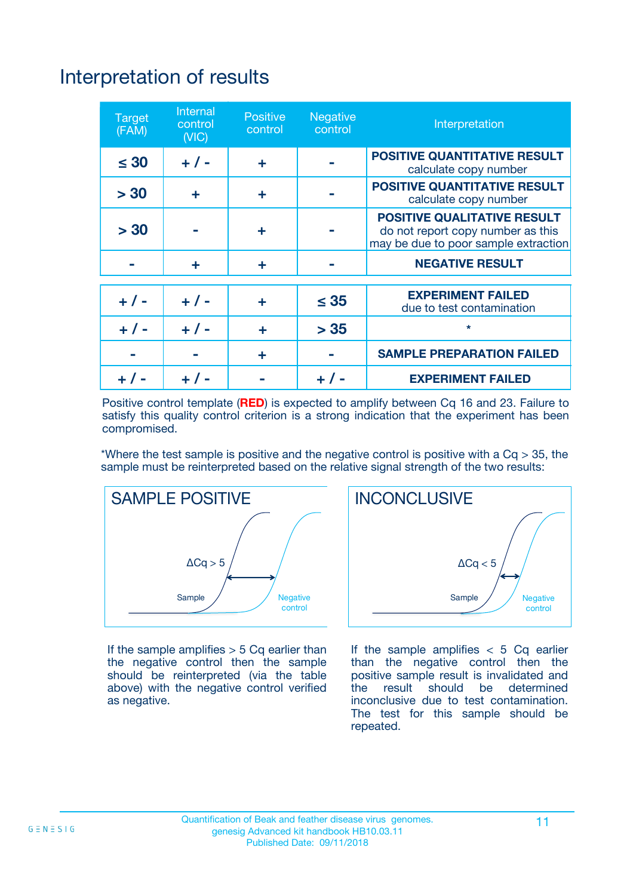# Interpretation of results

| Target (FAM) | Internal control (VIC) | Positive control | Negative control | Interpretation |
|---|---|---|---|---|
| ≤ 30 | + / - | + | - | **POSITIVE QUANTITATIVE RESULT** calculate copy number |
| > 30 | + | + | - | **POSITIVE QUANTITATIVE RESULT** calculate copy number |
| > 30 | - | + | - | **POSITIVE QUALITATIVE RESULT** do not report copy number as this may be due to poor sample extraction |
| - | + | + | - | **NEGATIVE RESULT** |
| + / - | + / - | + | ≤ 35 | **EXPERIMENT FAILED** due to test contamination |
| + / - | + / - | + | > 35 | * |
| - | - | + | - | **SAMPLE PREPARATION FAILED** |
| + / - | + / - | - | + / - | **EXPERIMENT FAILED** |

Positive control template (**RED**) is expected to amplify between Cq 16 and 23. Failure to satisfy this quality control criterion is a strong indication that the experiment has been compromised.

*Where the test sample is positive and the negative control is positive with a Cq > 35, the sample must be reinterpreted based on the relative signal strength of the two results:

**SAMPLE POSITIVE**

ΔCq > 5

Sample — Negative control

If the sample amplifies > 5 Cq earlier than the negative control then the sample should be reinterpreted (via the table above) with the negative control verified as negative.

**INCONCLUSIVE**

ΔCq < 5

Sample — Negative control

If the sample amplifies < 5 Cq earlier than the negative control then the positive sample result is invalidated and the result should be determined inconclusive due to test contamination. The test for this sample should be repeated.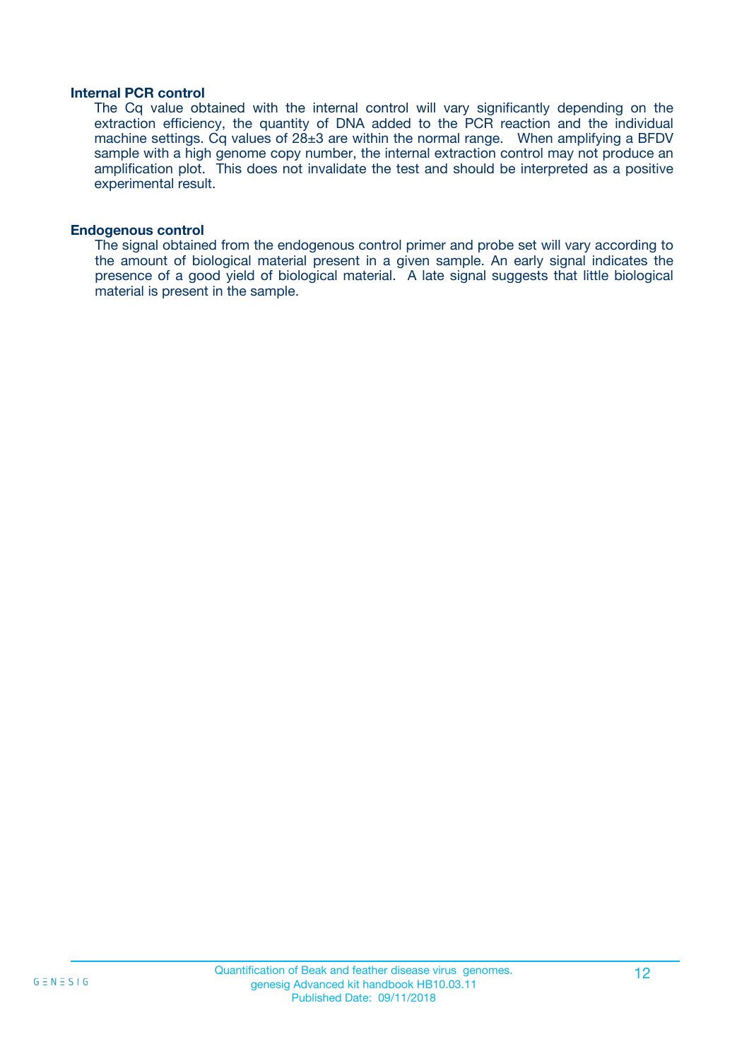### Internal PCR control

The Cq value obtained with the internal control will vary significantly depending on the extraction efficiency, the quantity of DNA added to the PCR reaction and the individual machine settings. Cq values of 28±3 are within the normal range. When amplifying a BFDV sample with a high genome copy number, the internal extraction control may not produce an amplification plot. This does not invalidate the test and should be interpreted as a positive experimental result.

### Endogenous control

The signal obtained from the endogenous control primer and probe set will vary according to the amount of biological material present in a given sample. An early signal indicates the presence of a good yield of biological material. A late signal suggests that little biological material is present in the sample.